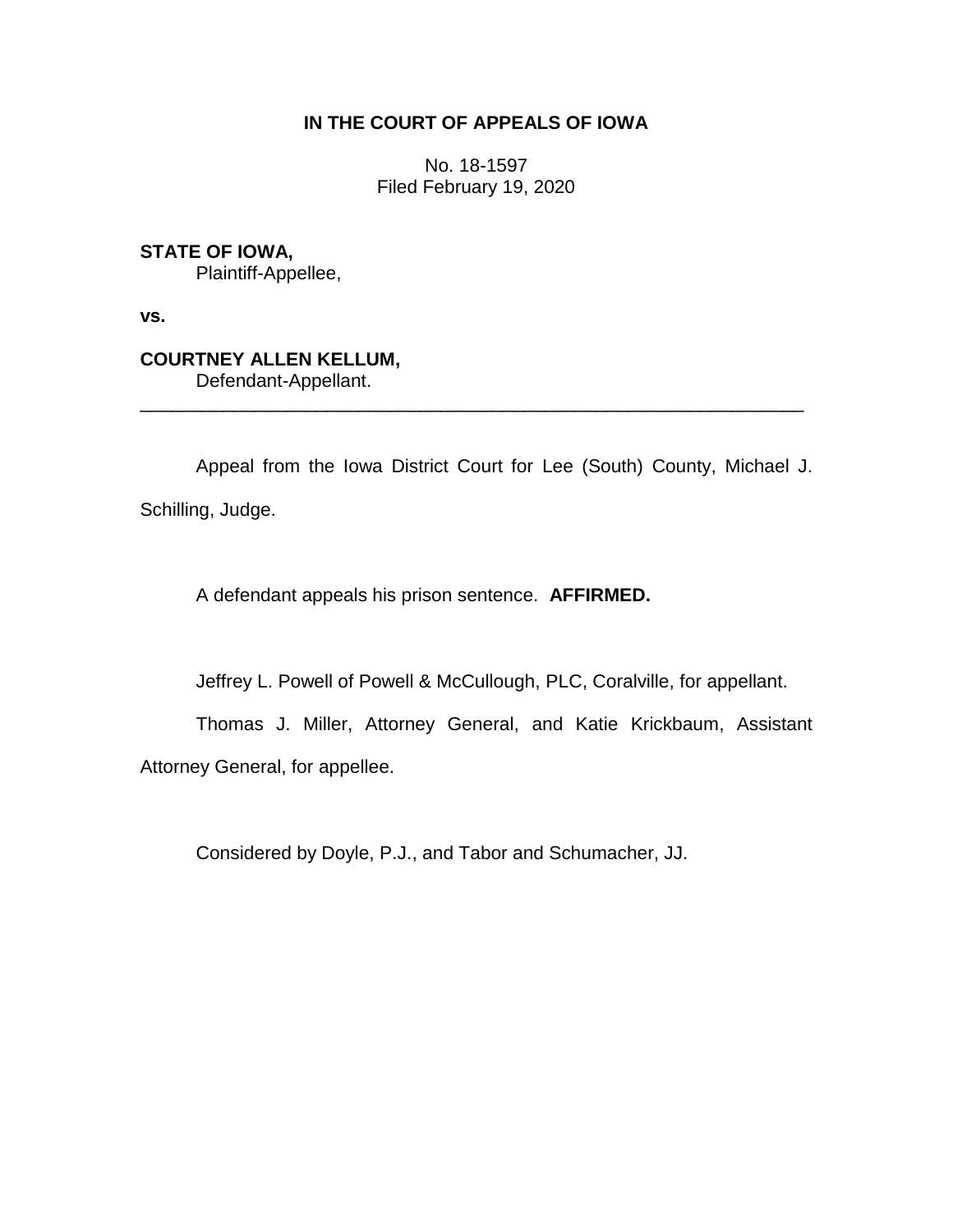**IN THE COURT OF APPEALS OF IOWA**

No. 18-1597
Filed February 19, 2020

**STATE OF IOWA,**
Plaintiff-Appellee,

**vs.**

**COURTNEY ALLEN KELLUM,**
Defendant-Appellant.

---

Appeal from the Iowa District Court for Lee (South) County, Michael J. Schilling, Judge.

A defendant appeals his prison sentence. **AFFIRMED.**

Jeffrey L. Powell of Powell & McCullough, PLC, Coralville, for appellant.

Thomas J. Miller, Attorney General, and Katie Krickbaum, Assistant Attorney General, for appellee.

Considered by Doyle, P.J., and Tabor and Schumacher, JJ.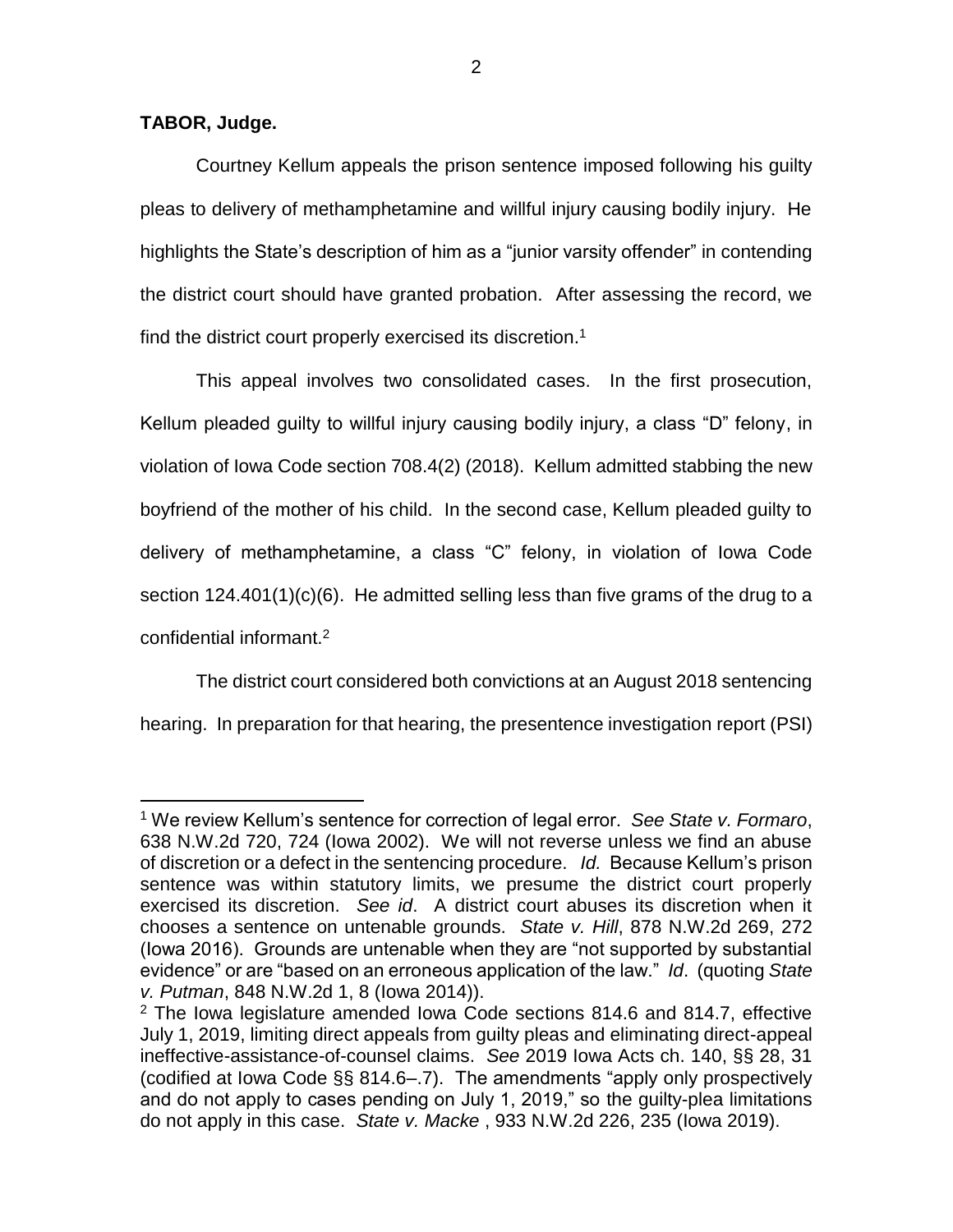**TABOR, Judge.**

Courtney Kellum appeals the prison sentence imposed following his guilty pleas to delivery of methamphetamine and willful injury causing bodily injury. He highlights the State's description of him as a "junior varsity offender" in contending the district court should have granted probation. After assessing the record, we find the district court properly exercised its discretion.[1]

This appeal involves two consolidated cases. In the first prosecution, Kellum pleaded guilty to willful injury causing bodily injury, a class "D" felony, in violation of Iowa Code section 708.4(2) (2018). Kellum admitted stabbing the new boyfriend of the mother of his child. In the second case, Kellum pleaded guilty to delivery of methamphetamine, a class "C" felony, in violation of Iowa Code section 124.401(1)(c)(6). He admitted selling less than five grams of the drug to a confidential informant.[2]

The district court considered both convictions at an August 2018 sentencing hearing. In preparation for that hearing, the presentence investigation report (PSI)

---

[1] We review Kellum's sentence for correction of legal error. *See State v. Formaro*, 638 N.W.2d 720, 724 (Iowa 2002). We will not reverse unless we find an abuse of discretion or a defect in the sentencing procedure. *Id.* Because Kellum's prison sentence was within statutory limits, we presume the district court properly exercised its discretion. *See id*. A district court abuses its discretion when it chooses a sentence on untenable grounds. *State v. Hill*, 878 N.W.2d 269, 272 (Iowa 2016). Grounds are untenable when they are "not supported by substantial evidence" or are "based on an erroneous application of the law." *Id*. (quoting *State v. Putman*, 848 N.W.2d 1, 8 (Iowa 2014)).

[2] The Iowa legislature amended Iowa Code sections 814.6 and 814.7, effective July 1, 2019, limiting direct appeals from guilty pleas and eliminating direct-appeal ineffective-assistance-of-counsel claims. *See* 2019 Iowa Acts ch. 140, §§ 28, 31 (codified at Iowa Code §§ 814.6–.7). The amendments "apply only prospectively and do not apply to cases pending on July 1, 2019," so the guilty-plea limitations do not apply in this case. *State v. Macke* , 933 N.W.2d 226, 235 (Iowa 2019).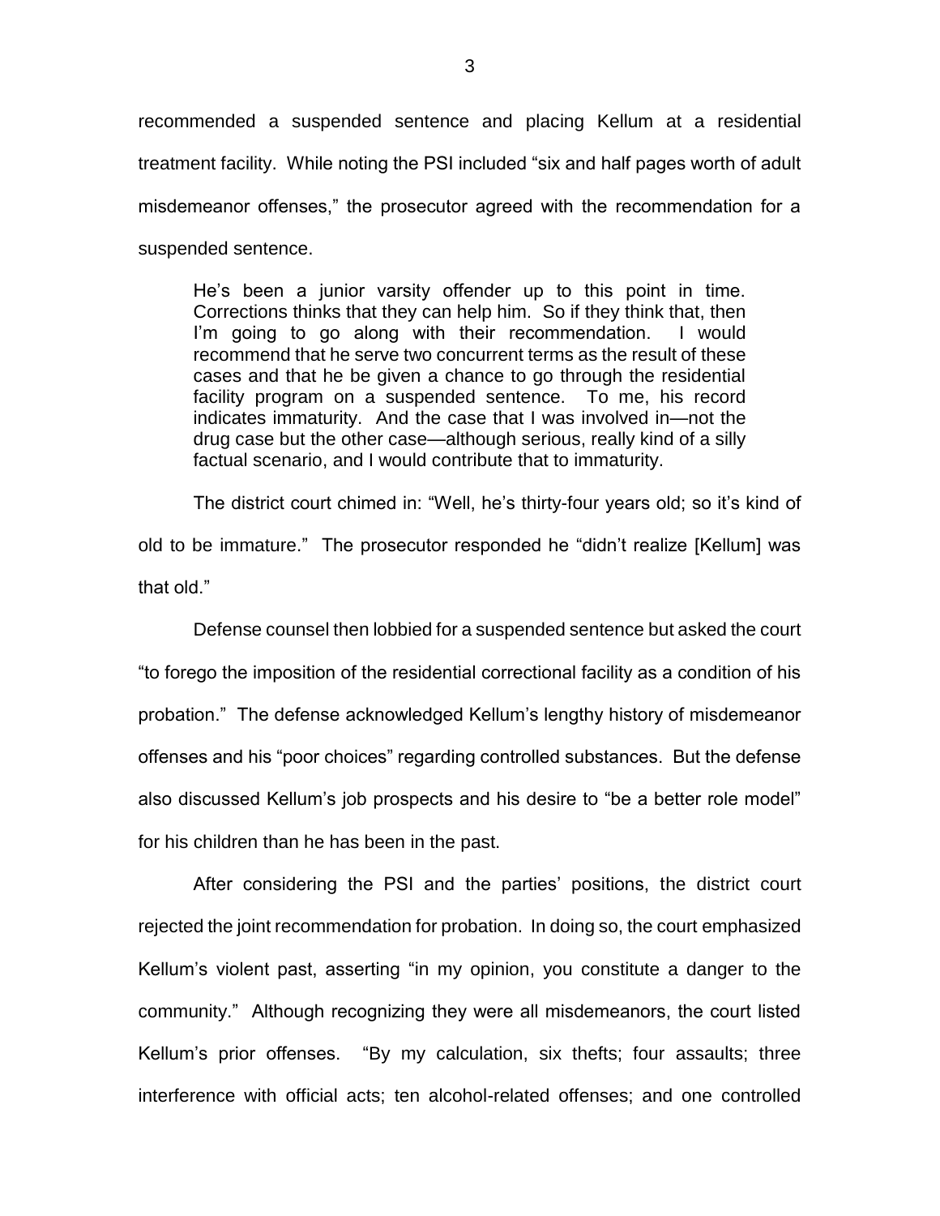recommended a suspended sentence and placing Kellum at a residential treatment facility. While noting the PSI included "six and half pages worth of adult misdemeanor offenses," the prosecutor agreed with the recommendation for a suspended sentence.

> He's been a junior varsity offender up to this point in time. Corrections thinks that they can help him. So if they think that, then I'm going to go along with their recommendation. I would recommend that he serve two concurrent terms as the result of these cases and that he be given a chance to go through the residential facility program on a suspended sentence. To me, his record indicates immaturity. And the case that I was involved in—not the drug case but the other case—although serious, really kind of a silly factual scenario, and I would contribute that to immaturity.

The district court chimed in: "Well, he's thirty-four years old; so it's kind of old to be immature." The prosecutor responded he "didn't realize [Kellum] was that old."

Defense counsel then lobbied for a suspended sentence but asked the court "to forego the imposition of the residential correctional facility as a condition of his probation." The defense acknowledged Kellum's lengthy history of misdemeanor offenses and his "poor choices" regarding controlled substances. But the defense also discussed Kellum's job prospects and his desire to "be a better role model" for his children than he has been in the past.

After considering the PSI and the parties' positions, the district court rejected the joint recommendation for probation. In doing so, the court emphasized Kellum's violent past, asserting "in my opinion, you constitute a danger to the community." Although recognizing they were all misdemeanors, the court listed Kellum's prior offenses. "By my calculation, six thefts; four assaults; three interference with official acts; ten alcohol-related offenses; and one controlled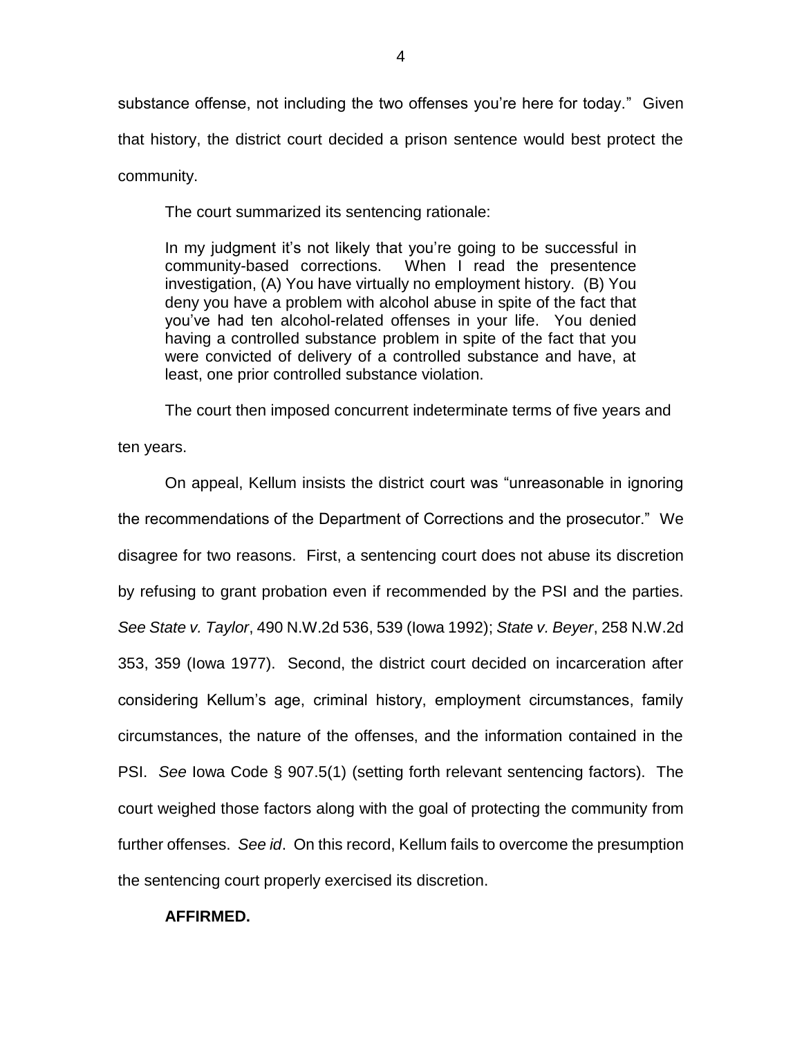substance offense, not including the two offenses you're here for today." Given that history, the district court decided a prison sentence would best protect the community.

The court summarized its sentencing rationale:

> In my judgment it's not likely that you're going to be successful in community-based corrections. When I read the presentence investigation, (A) You have virtually no employment history. (B) You deny you have a problem with alcohol abuse in spite of the fact that you've had ten alcohol-related offenses in your life. You denied having a controlled substance problem in spite of the fact that you were convicted of delivery of a controlled substance and have, at least, one prior controlled substance violation.

The court then imposed concurrent indeterminate terms of five years and ten years.

On appeal, Kellum insists the district court was "unreasonable in ignoring the recommendations of the Department of Corrections and the prosecutor." We disagree for two reasons. First, a sentencing court does not abuse its discretion by refusing to grant probation even if recommended by the PSI and the parties. *See State v. Taylor*, 490 N.W.2d 536, 539 (Iowa 1992); *State v. Beyer*, 258 N.W.2d 353, 359 (Iowa 1977). Second, the district court decided on incarceration after considering Kellum's age, criminal history, employment circumstances, family circumstances, the nature of the offenses, and the information contained in the PSI. *See* Iowa Code § 907.5(1) (setting forth relevant sentencing factors). The court weighed those factors along with the goal of protecting the community from further offenses. *See id*. On this record, Kellum fails to overcome the presumption the sentencing court properly exercised its discretion.

**AFFIRMED.**